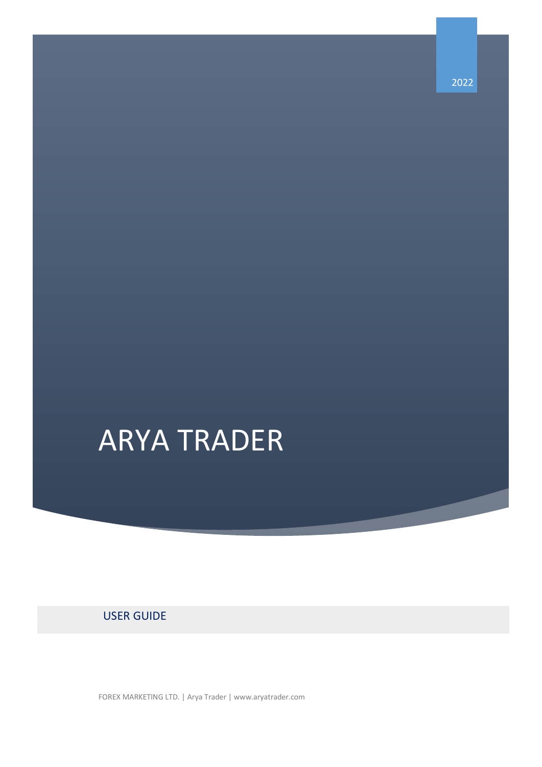2022

# ARYA TRADER

USER GUIDE

FOREX MARKETING LTD. | Arya Trader | www.aryatrader.com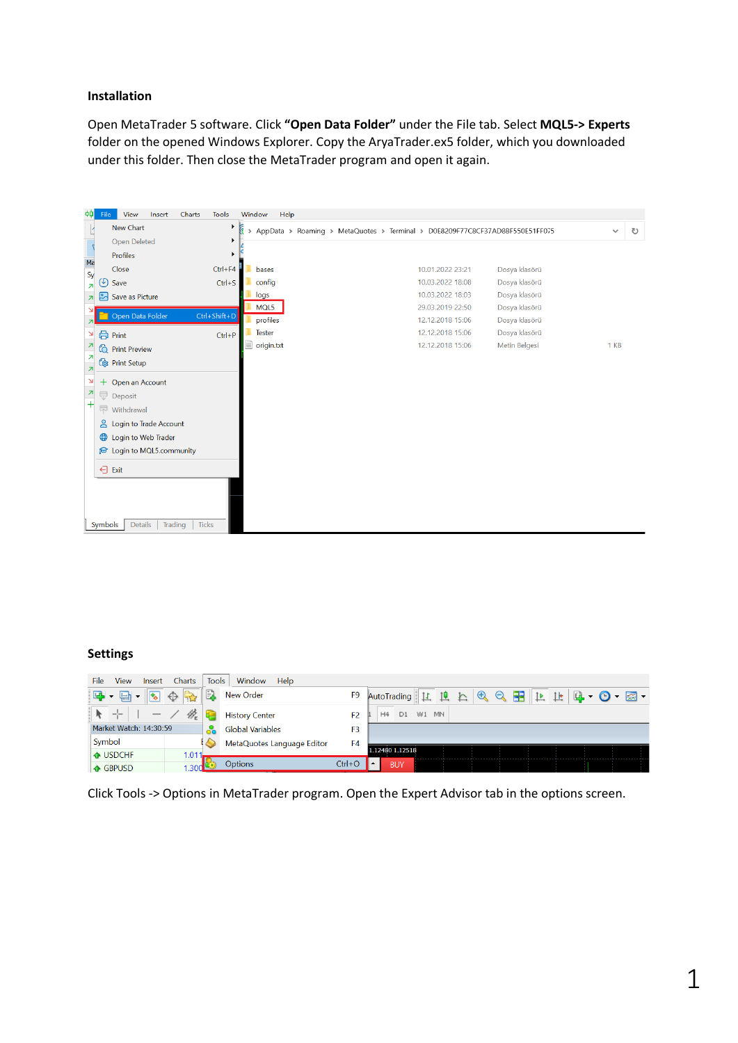## Installation

Open MetaTrader 5 software. Click **"Open Data Folder"** under the File tab. Select **MQL5-> Experts** folder on the opened Windows Explorer. Copy the AryaTrader.ex5 folder, which you downloaded under this folder. Then close the MetaTrader program and open it again.

## Settings

Click Tools -> Options in MetaTrader program. Open the Expert Advisor tab in the options screen.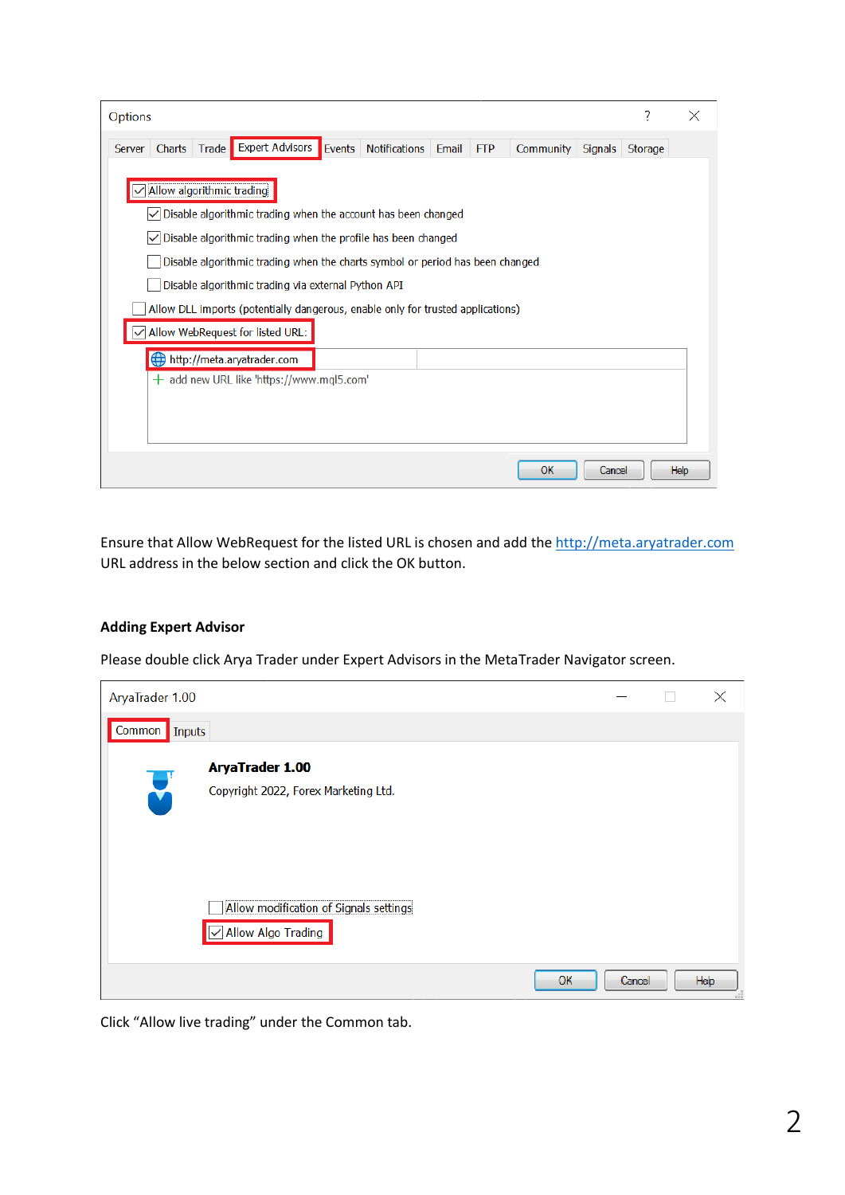Ensure that Allow WebRequest for the listed URL is chosen and add the http://meta.aryatrader.com URL address in the below section and click the OK button.

**Adding Expert Advisor**

Please double click Arya Trader under Expert Advisors in the MetaTrader Navigator screen.

Click “Allow live trading” under the Common tab.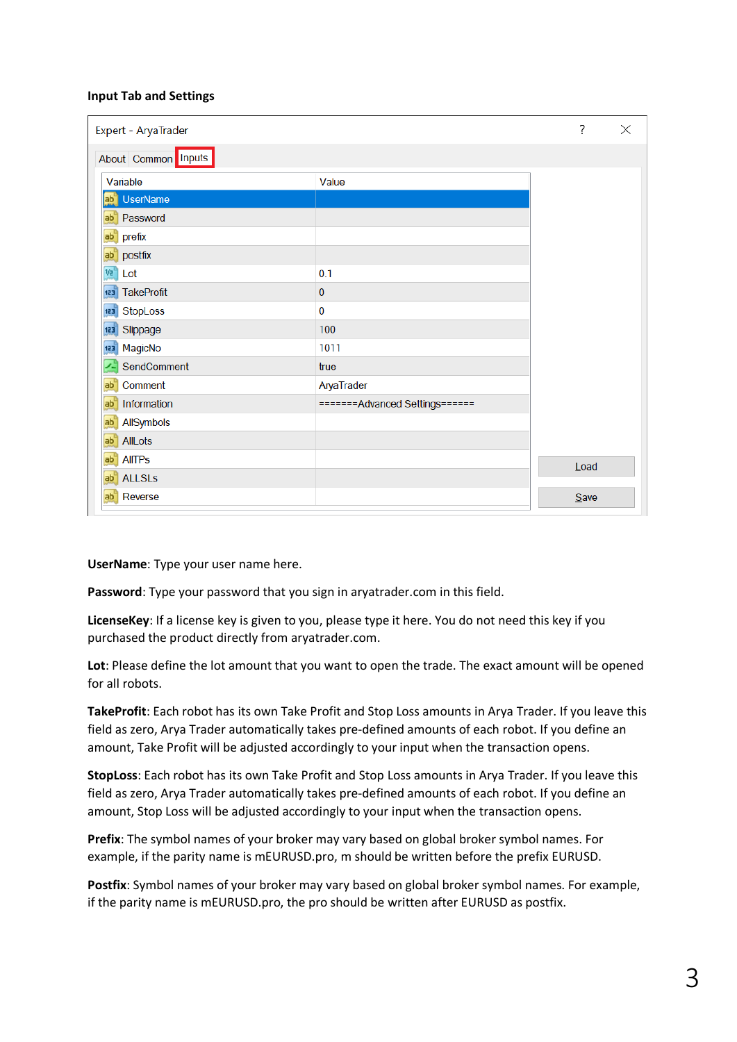### Input Tab and Settings

Expert - AryaTrader

About | Common | Inputs

| Variable | Value |
| --- | --- |
| UserName | |
| Password | |
| prefix | |
| postfix | |
| Lot | 0.1 |
| TakeProfit | 0 |
| StopLoss | 0 |
| Slippage | 100 |
| MagicNo | 1011 |
| SendComment | true |
| Comment | AryaTrader |
| Information | =======Advanced Settings====== |
| AllSymbols | |
| AllLots | |
| AllTPs | |
| ALLSLs | |
| Reverse | |

Load

Save

**UserName**: Type your user name here.

**Password**: Type your password that you sign in aryatrader.com in this field.

**LicenseKey**: If a license key is given to you, please type it here. You do not need this key if you purchased the product directly from aryatrader.com.

**Lot**: Please define the lot amount that you want to open the trade. The exact amount will be opened for all robots.

**TakeProfit**: Each robot has its own Take Profit and Stop Loss amounts in Arya Trader. If you leave this field as zero, Arya Trader automatically takes pre-defined amounts of each robot. If you define an amount, Take Profit will be adjusted accordingly to your input when the transaction opens.

**StopLoss**: Each robot has its own Take Profit and Stop Loss amounts in Arya Trader. If you leave this field as zero, Arya Trader automatically takes pre-defined amounts of each robot. If you define an amount, Stop Loss will be adjusted accordingly to your input when the transaction opens.

**Prefix**: The symbol names of your broker may vary based on global broker symbol names. For example, if the parity name is mEURUSD.pro, m should be written before the prefix EURUSD.

**Postfix**: Symbol names of your broker may vary based on global broker symbol names. For example, if the parity name is mEURUSD.pro, the pro should be written after EURUSD as postfix.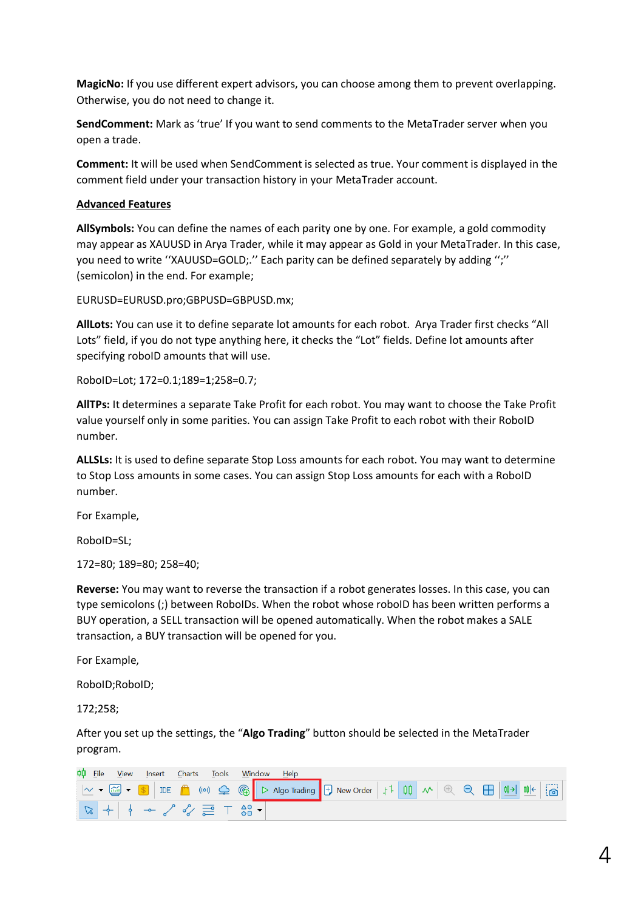**MagicNo:** If you use different expert advisors, you can choose among them to prevent overlapping. Otherwise, you do not need to change it.

**SendComment:** Mark as 'true' If you want to send comments to the MetaTrader server when you open a trade.

**Comment:** It will be used when SendComment is selected as true. Your comment is displayed in the comment field under your transaction history in your MetaTrader account.

**Advanced Features**

**AllSymbols:** You can define the names of each parity one by one. For example, a gold commodity may appear as XAUUSD in Arya Trader, while it may appear as Gold in your MetaTrader. In this case, you need to write ''XAUUSD=GOLD;.'' Each parity can be defined separately by adding '';'' (semicolon) in the end. For example;

EURUSD=EURUSD.pro;GBPUSD=GBPUSD.mx;

**AllLots:** You can use it to define separate lot amounts for each robot. Arya Trader first checks "All Lots" field, if you do not type anything here, it checks the "Lot" fields. Define lot amounts after specifying roboID amounts that will use.

RoboID=Lot; 172=0.1;189=1;258=0.7;

**AllTPs:** It determines a separate Take Profit for each robot. You may want to choose the Take Profit value yourself only in some parities. You can assign Take Profit to each robot with their RoboID number.

**ALLSLs:** It is used to define separate Stop Loss amounts for each robot. You may want to determine to Stop Loss amounts in some cases. You can assign Stop Loss amounts for each with a RoboID number.

For Example,

RoboID=SL;

172=80; 189=80; 258=40;

**Reverse:** You may want to reverse the transaction if a robot generates losses. In this case, you can type semicolons (;) between RoboIDs. When the robot whose roboID has been written performs a BUY operation, a SELL transaction will be opened automatically. When the robot makes a SALE transaction, a BUY transaction will be opened for you.

For Example,

RoboID;RoboID;

172;258;

After you set up the settings, the "**Algo Trading**" button should be selected in the MetaTrader program.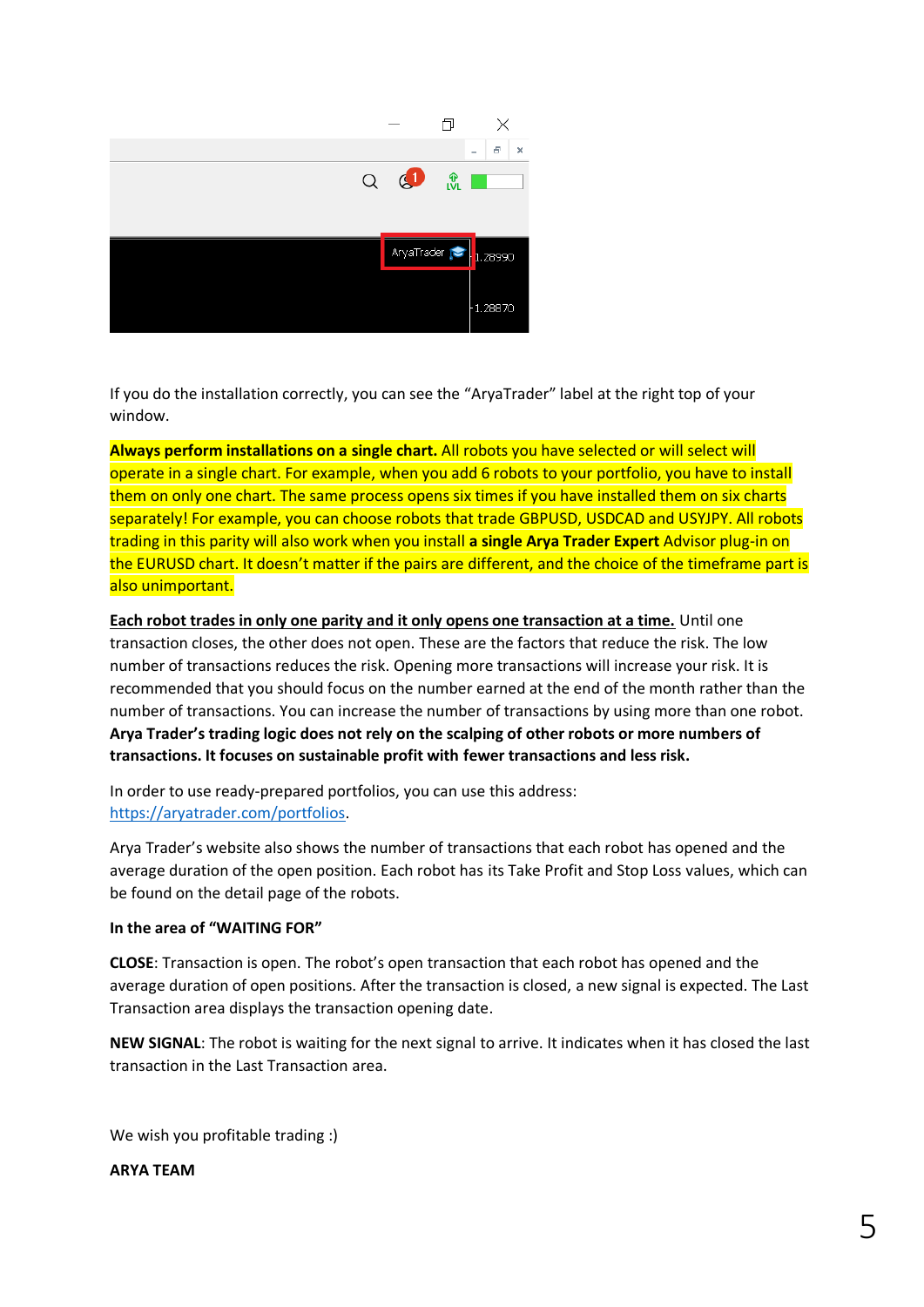If you do the installation correctly, you can see the "AryaTrader" label at the right top of your window.

**Always perform installations on a single chart.** All robots you have selected or will select will operate in a single chart. For example, when you add 6 robots to your portfolio, you have to install them on only one chart. The same process opens six times if you have installed them on six charts separately! For example, you can choose robots that trade GBPUSD, USDCAD and USYJPY. All robots trading in this parity will also work when you install **a single Arya Trader Expert** Advisor plug-in on the EURUSD chart. It doesn't matter if the pairs are different, and the choice of the timeframe part is also unimportant.

**Each robot trades in only one parity and it only opens one transaction at a time.** Until one transaction closes, the other does not open. These are the factors that reduce the risk. The low number of transactions reduces the risk. Opening more transactions will increase your risk. It is recommended that you should focus on the number earned at the end of the month rather than the number of transactions. You can increase the number of transactions by using more than one robot. **Arya Trader's trading logic does not rely on the scalping of other robots or more numbers of transactions. It focuses on sustainable profit with fewer transactions and less risk.**

In order to use ready-prepared portfolios, you can use this address: https://aryatrader.com/portfolios.

Arya Trader's website also shows the number of transactions that each robot has opened and the average duration of the open position. Each robot has its Take Profit and Stop Loss values, which can be found on the detail page of the robots.

**In the area of "WAITING FOR"**

**CLOSE**: Transaction is open. The robot's open transaction that each robot has opened and the average duration of open positions. After the transaction is closed, a new signal is expected. The Last Transaction area displays the transaction opening date.

**NEW SIGNAL**: The robot is waiting for the next signal to arrive. It indicates when it has closed the last transaction in the Last Transaction area.

We wish you profitable trading :)

**ARYA TEAM**